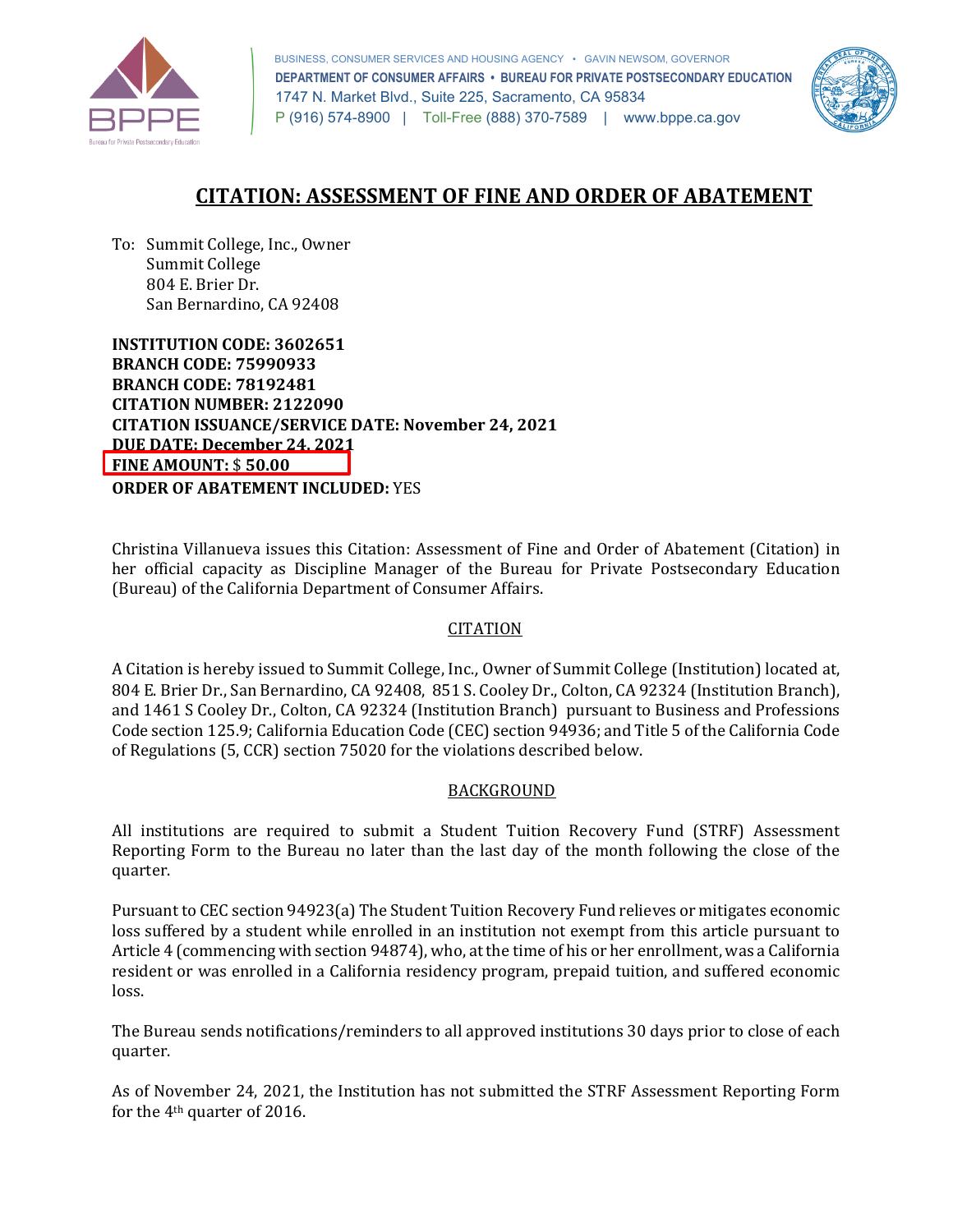BUSINESS, CONSUMER SERVICES AND HOUSING AGENCY • GAVIN NEWSOM, GOVERNOR
**DEPARTMENT OF CONSUMER AFFAIRS • BUREAU FOR PRIVATE POSTSECONDARY EDUCATION**
1747 N. Market Blvd., Suite 225, Sacramento, CA 95834
P (916) 574-8900 | Toll-Free (888) 370-7589 | www.bppe.ca.gov

# CITATION: ASSESSMENT OF FINE AND ORDER OF ABATEMENT

To: Summit College, Inc., Owner
Summit College
804 E. Brier Dr.
San Bernardino, CA 92408

**INSTITUTION CODE: 3602651**
**BRANCH CODE: 75990933**
**BRANCH CODE: 78192481**
**CITATION NUMBER: 2122090**
**CITATION ISSUANCE/SERVICE DATE: November 24, 2021**
**DUE DATE: December 24, 2021**
**FINE AMOUNT:** $ **50.00**
**ORDER OF ABATEMENT INCLUDED:** YES

Christina Villanueva issues this Citation: Assessment of Fine and Order of Abatement (Citation) in her official capacity as Discipline Manager of the Bureau for Private Postsecondary Education (Bureau) of the California Department of Consumer Affairs.

## CITATION

A Citation is hereby issued to Summit College, Inc., Owner of Summit College (Institution) located at, 804 E. Brier Dr., San Bernardino, CA 92408, 851 S. Cooley Dr., Colton, CA 92324 (Institution Branch), and 1461 S Cooley Dr., Colton, CA 92324 (Institution Branch) pursuant to Business and Professions Code section 125.9; California Education Code (CEC) section 94936; and Title 5 of the California Code of Regulations (5, CCR) section 75020 for the violations described below.

## BACKGROUND

All institutions are required to submit a Student Tuition Recovery Fund (STRF) Assessment Reporting Form to the Bureau no later than the last day of the month following the close of the quarter.

Pursuant to CEC section 94923(a) The Student Tuition Recovery Fund relieves or mitigates economic loss suffered by a student while enrolled in an institution not exempt from this article pursuant to Article 4 (commencing with section 94874), who, at the time of his or her enrollment, was a California resident or was enrolled in a California residency program, prepaid tuition, and suffered economic loss.

The Bureau sends notifications/reminders to all approved institutions 30 days prior to close of each quarter.

As of November 24, 2021, the Institution has not submitted the STRF Assessment Reporting Form for the 4th quarter of 2016.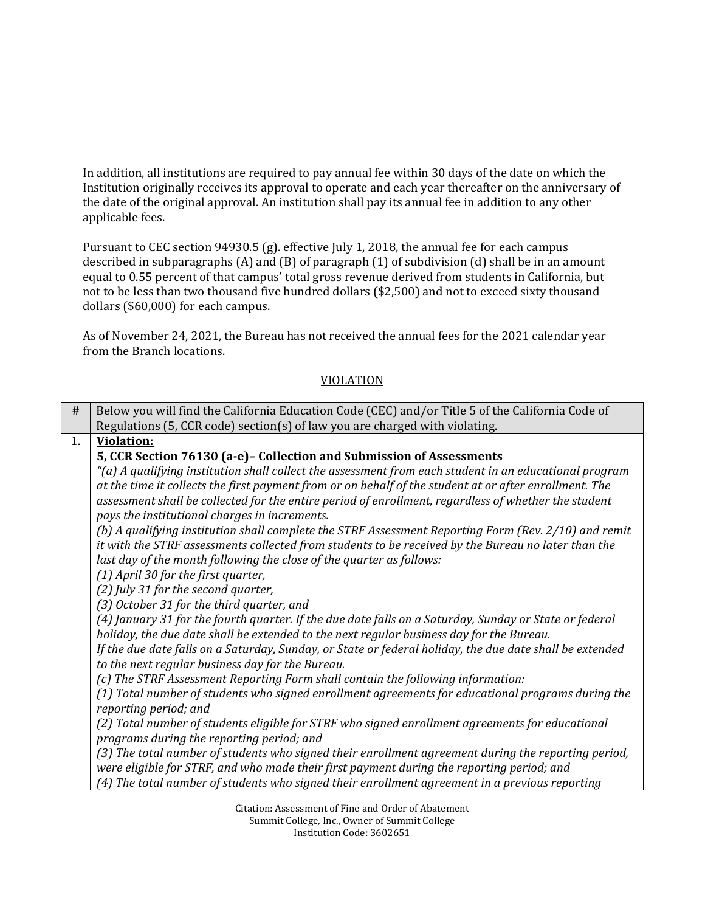In addition, all institutions are required to pay annual fee within 30 days of the date on which the Institution originally receives its approval to operate and each year thereafter on the anniversary of the date of the original approval. An institution shall pay its annual fee in addition to any other applicable fees.

Pursuant to CEC section 94930.5 (g). effective July 1, 2018, the annual fee for each campus described in subparagraphs (A) and (B) of paragraph (1) of subdivision (d) shall be in an amount equal to 0.55 percent of that campus' total gross revenue derived from students in California, but not to be less than two thousand five hundred dollars ($2,500) and not to exceed sixty thousand dollars ($60,000) for each campus.

As of November 24, 2021, the Bureau has not received the annual fees for the 2021 calendar year from the Branch locations.

## VIOLATION

| # | Below you will find the California Education Code (CEC) and/or Title 5 of the California Code of Regulations (5, CCR code) section(s) of law you are charged with violating. |
|---|---|
| 1. | **Violation:**<br>**5, CCR Section 76130 (a-e)– Collection and Submission of Assessments**<br>*"(a) A qualifying institution shall collect the assessment from each student in an educational program at the time it collects the first payment from or on behalf of the student at or after enrollment. The assessment shall be collected for the entire period of enrollment, regardless of whether the student pays the institutional charges in increments.*<br>*(b) A qualifying institution shall complete the STRF Assessment Reporting Form (Rev. 2/10) and remit it with the STRF assessments collected from students to be received by the Bureau no later than the last day of the month following the close of the quarter as follows:*<br>*(1) April 30 for the first quarter,*<br>*(2) July 31 for the second quarter,*<br>*(3) October 31 for the third quarter, and*<br>*(4) January 31 for the fourth quarter. If the due date falls on a Saturday, Sunday or State or federal holiday, the due date shall be extended to the next regular business day for the Bureau.*<br>*If the due date falls on a Saturday, Sunday, or State or federal holiday, the due date shall be extended to the next regular business day for the Bureau.*<br>*(c) The STRF Assessment Reporting Form shall contain the following information:*<br>*(1) Total number of students who signed enrollment agreements for educational programs during the reporting period; and*<br>*(2) Total number of students eligible for STRF who signed enrollment agreements for educational programs during the reporting period; and*<br>*(3) The total number of students who signed their enrollment agreement during the reporting period, were eligible for STRF, and who made their first payment during the reporting period; and*<br>*(4) The total number of students who signed their enrollment agreement in a previous reporting* |

Citation: Assessment of Fine and Order of Abatement
Summit College, Inc., Owner of Summit College
Institution Code: 3602651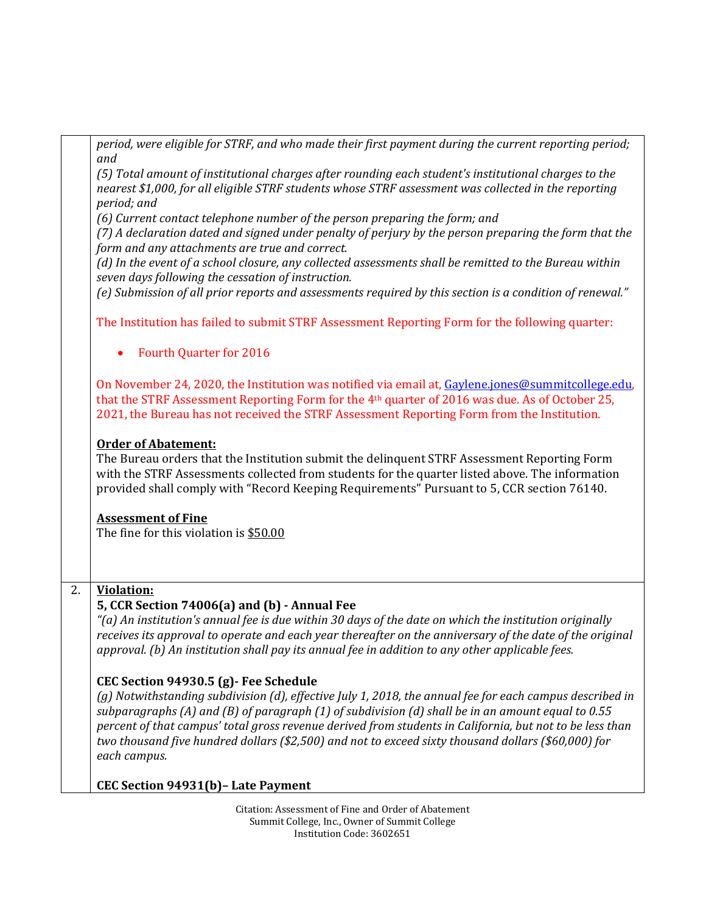*period, were eligible for STRF, and who made their first payment during the current reporting period; and*
*(5) Total amount of institutional charges after rounding each student's institutional charges to the nearest $1,000, for all eligible STRF students whose STRF assessment was collected in the reporting period; and*
*(6) Current contact telephone number of the person preparing the form; and*
*(7) A declaration dated and signed under penalty of perjury by the person preparing the form that the form and any attachments are true and correct.*
*(d) In the event of a school closure, any collected assessments shall be remitted to the Bureau within seven days following the cessation of instruction.*
*(e) Submission of all prior reports and assessments required by this section is a condition of renewal."*

The Institution has failed to submit STRF Assessment Reporting Form for the following quarter:

- Fourth Quarter for 2016

On November 24, 2020, the Institution was notified via email at, Gaylene.jones@summitcollege.edu, that the STRF Assessment Reporting Form for the 4th quarter of 2016 was due. As of October 25, 2021, the Bureau has not received the STRF Assessment Reporting Form from the Institution.

**Order of Abatement:**
The Bureau orders that the Institution submit the delinquent STRF Assessment Reporting Form with the STRF Assessments collected from students for the quarter listed above. The information provided shall comply with "Record Keeping Requirements" Pursuant to 5, CCR section 76140.

**Assessment of Fine**
The fine for this violation is $50.00

2. **Violation:**

**5, CCR Section 74006(a) and (b) - Annual Fee**
*"(a) An institution's annual fee is due within 30 days of the date on which the institution originally receives its approval to operate and each year thereafter on the anniversary of the date of the original approval. (b) An institution shall pay its annual fee in addition to any other applicable fees.*

**CEC Section 94930.5 (g)- Fee Schedule**
*(g) Notwithstanding subdivision (d), effective July 1, 2018, the annual fee for each campus described in subparagraphs (A) and (B) of paragraph (1) of subdivision (d) shall be in an amount equal to 0.55 percent of that campus' total gross revenue derived from students in California, but not to be less than two thousand five hundred dollars ($2,500) and not to exceed sixty thousand dollars ($60,000) for each campus.*

**CEC Section 94931(b)– Late Payment**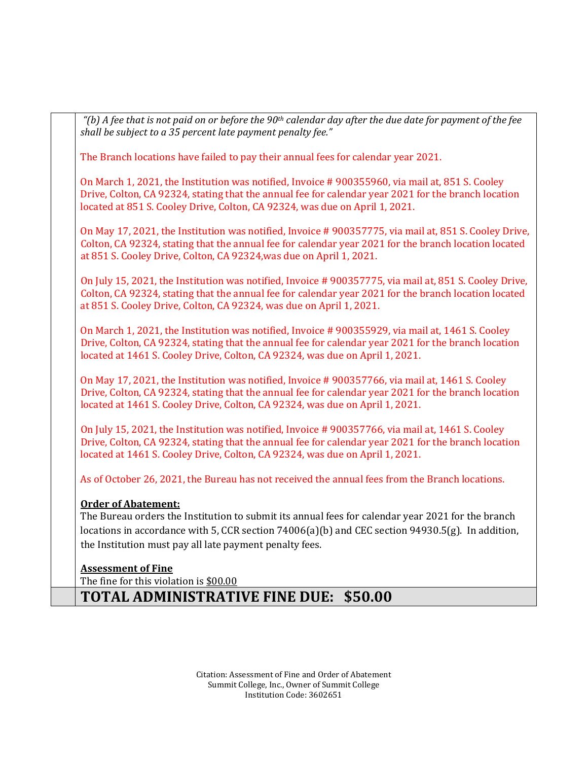*"(b) A fee that is not paid on or before the 90th calendar day after the due date for payment of the fee shall be subject to a 35 percent late payment penalty fee."*

The Branch locations have failed to pay their annual fees for calendar year 2021.

On March 1, 2021, the Institution was notified, Invoice # 900355960, via mail at, 851 S. Cooley Drive, Colton, CA 92324, stating that the annual fee for calendar year 2021 for the branch location located at 851 S. Cooley Drive, Colton, CA 92324, was due on April 1, 2021.

On May 17, 2021, the Institution was notified, Invoice # 900357775, via mail at, 851 S. Cooley Drive, Colton, CA 92324, stating that the annual fee for calendar year 2021 for the branch location located at 851 S. Cooley Drive, Colton, CA 92324,was due on April 1, 2021.

On July 15, 2021, the Institution was notified, Invoice # 900357775, via mail at, 851 S. Cooley Drive, Colton, CA 92324, stating that the annual fee for calendar year 2021 for the branch location located at 851 S. Cooley Drive, Colton, CA 92324, was due on April 1, 2021.

On March 1, 2021, the Institution was notified, Invoice # 900355929, via mail at, 1461 S. Cooley Drive, Colton, CA 92324, stating that the annual fee for calendar year 2021 for the branch location located at 1461 S. Cooley Drive, Colton, CA 92324, was due on April 1, 2021.

On May 17, 2021, the Institution was notified, Invoice # 900357766, via mail at, 1461 S. Cooley Drive, Colton, CA 92324, stating that the annual fee for calendar year 2021 for the branch location located at 1461 S. Cooley Drive, Colton, CA 92324, was due on April 1, 2021.

On July 15, 2021, the Institution was notified, Invoice # 900357766, via mail at, 1461 S. Cooley Drive, Colton, CA 92324, stating that the annual fee for calendar year 2021 for the branch location located at 1461 S. Cooley Drive, Colton, CA 92324, was due on April 1, 2021.

As of October 26, 2021, the Bureau has not received the annual fees from the Branch locations.

**Order of Abatement:**

The Bureau orders the Institution to submit its annual fees for calendar year 2021 for the branch locations in accordance with 5, CCR section 74006(a)(b) and CEC section 94930.5(g). In addition, the Institution must pay all late payment penalty fees.

**Assessment of Fine**

The fine for this violation is $00.00

**TOTAL ADMINISTRATIVE FINE DUE: $50.00**

Citation: Assessment of Fine and Order of Abatement
Summit College, Inc., Owner of Summit College
Institution Code: 3602651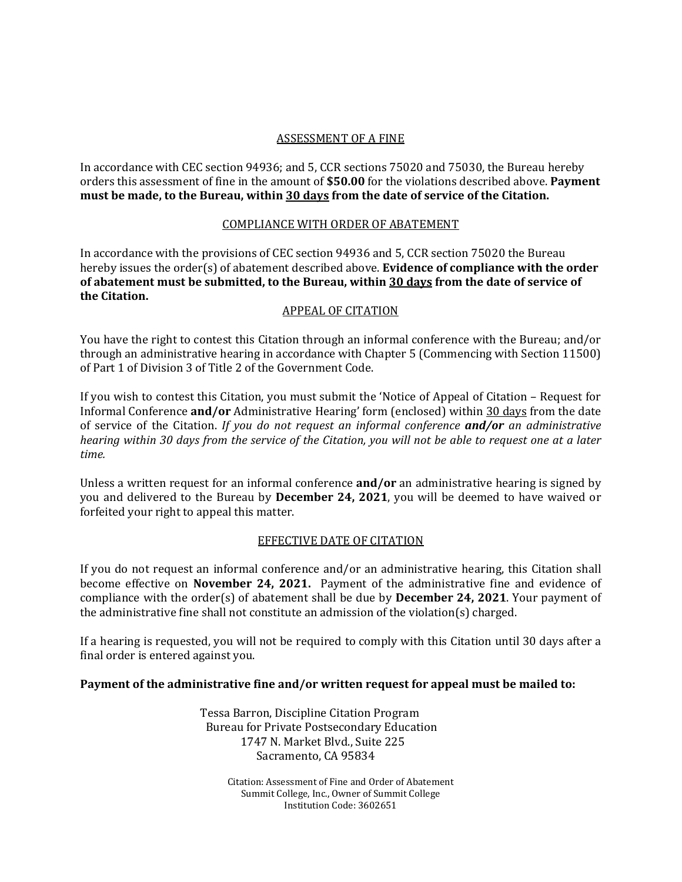## ASSESSMENT OF A FINE

In accordance with CEC section 94936; and 5, CCR sections 75020 and 75030, the Bureau hereby orders this assessment of fine in the amount of **$50.00** for the violations described above. **Payment must be made, to the Bureau, within 30 days from the date of service of the Citation.**

## COMPLIANCE WITH ORDER OF ABATEMENT

In accordance with the provisions of CEC section 94936 and 5, CCR section 75020 the Bureau hereby issues the order(s) of abatement described above. **Evidence of compliance with the order of abatement must be submitted, to the Bureau, within 30 days from the date of service of the Citation.**

## APPEAL OF CITATION

You have the right to contest this Citation through an informal conference with the Bureau; and/or through an administrative hearing in accordance with Chapter 5 (Commencing with Section 11500) of Part 1 of Division 3 of Title 2 of the Government Code.

If you wish to contest this Citation, you must submit the 'Notice of Appeal of Citation – Request for Informal Conference **and/or** Administrative Hearing' form (enclosed) within 30 days from the date of service of the Citation. *If you do not request an informal conference **and/or** an administrative hearing within 30 days from the service of the Citation, you will not be able to request one at a later time.*

Unless a written request for an informal conference **and/or** an administrative hearing is signed by you and delivered to the Bureau by **December 24, 2021**, you will be deemed to have waived or forfeited your right to appeal this matter.

## EFFECTIVE DATE OF CITATION

If you do not request an informal conference and/or an administrative hearing, this Citation shall become effective on **November 24, 2021.** Payment of the administrative fine and evidence of compliance with the order(s) of abatement shall be due by **December 24, 2021**. Your payment of the administrative fine shall not constitute an admission of the violation(s) charged.

If a hearing is requested, you will not be required to comply with this Citation until 30 days after a final order is entered against you.

**Payment of the administrative fine and/or written request for appeal must be mailed to:**

Tessa Barron, Discipline Citation Program
Bureau for Private Postsecondary Education
1747 N. Market Blvd., Suite 225
Sacramento, CA 95834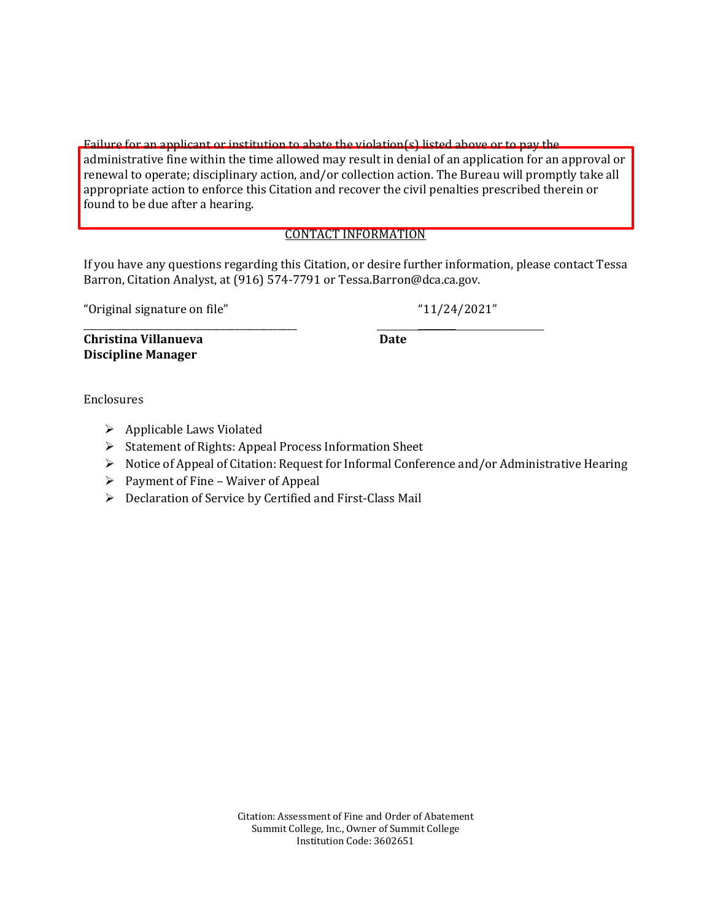Failure for an applicant or institution to abate the violation(s) listed above or to pay the administrative fine within the time allowed may result in denial of an application for an approval or renewal to operate; disciplinary action, and/or collection action. The Bureau will promptly take all appropriate action to enforce this Citation and recover the civil penalties prescribed therein or found to be due after a hearing.

<u>CONTACT INFORMATION</u>

If you have any questions regarding this Citation, or desire further information, please contact Tessa Barron, Citation Analyst, at (916) 574-7791 or Tessa.Barron@dca.ca.gov.

| | |
|---|---|
| "Original signature on file" | "11/24/2021" |
| **Christina Villanueva**<br>**Discipline Manager** | **Date** |

Enclosures

- Applicable Laws Violated
- Statement of Rights: Appeal Process Information Sheet
- Notice of Appeal of Citation: Request for Informal Conference and/or Administrative Hearing
- Payment of Fine – Waiver of Appeal
- Declaration of Service by Certified and First-Class Mail

Citation: Assessment of Fine and Order of Abatement
Summit College, Inc., Owner of Summit College
Institution Code: 3602651